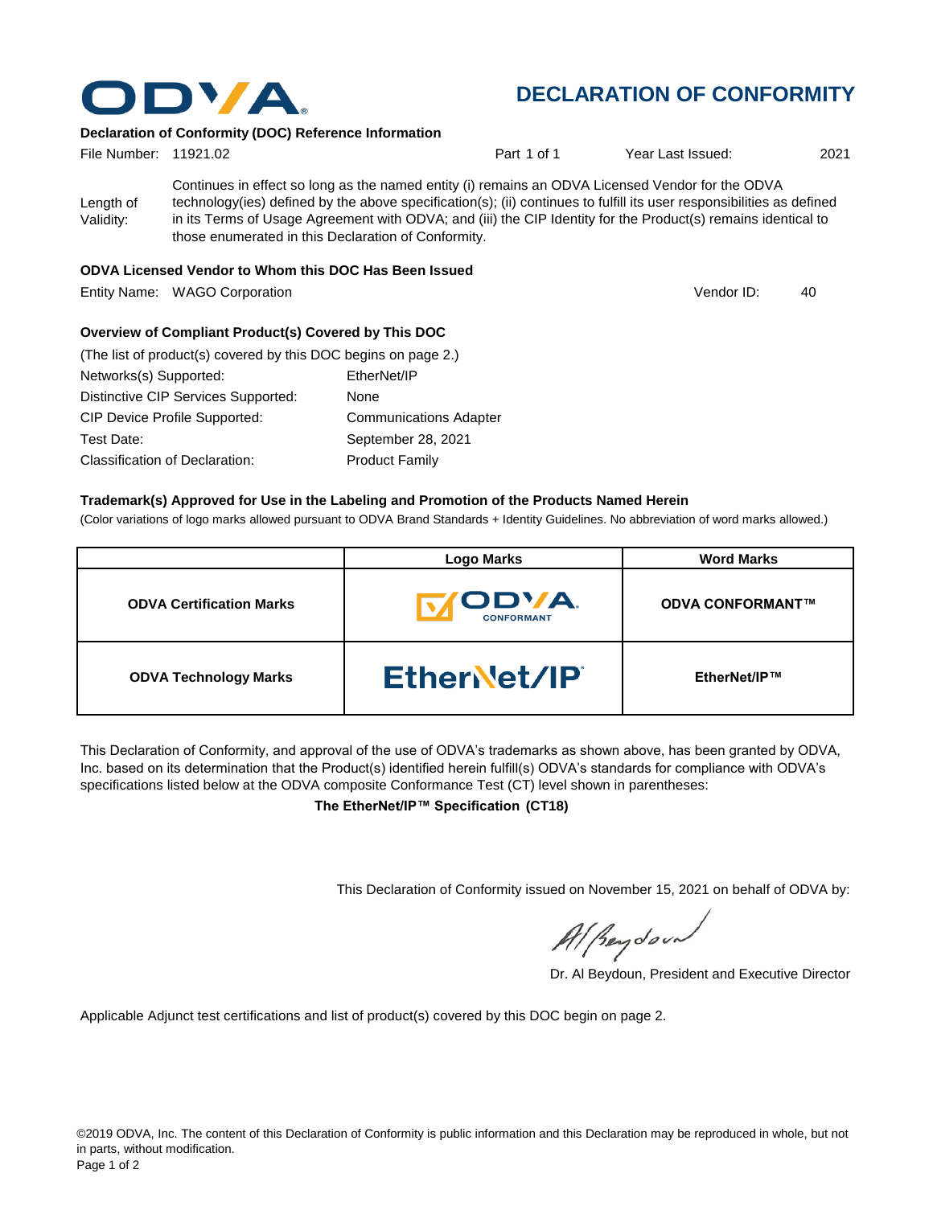# DECLARATION OF CONFORMITY

**Declaration of Conformity (DOC) Reference Information**

File Number: 11921.02 Part 1 of 1 Year Last Issued: 2021

Length of Validity: Continues in effect so long as the named entity (i) remains an ODVA Licensed Vendor for the ODVA technology(ies) defined by the above specification(s); (ii) continues to fulfill its user responsibilities as defined in its Terms of Usage Agreement with ODVA; and (iii) the CIP Identity for the Product(s) remains identical to those enumerated in this Declaration of Conformity.

**ODVA Licensed Vendor to Whom this DOC Has Been Issued**

Entity Name: WAGO Corporation Vendor ID: 40

**Overview of Compliant Product(s) Covered by This DOC**

(The list of product(s) covered by this DOC begins on page 2.)

Networks(s) Supported: EtherNet/IP

Distinctive CIP Services Supported: None

CIP Device Profile Supported: Communications Adapter

Test Date: September 28, 2021

Classification of Declaration: Product Family

**Trademark(s) Approved for Use in the Labeling and Promotion of the Products Named Herein**

(Color variations of logo marks allowed pursuant to ODVA Brand Standards + Identity Guidelines. No abbreviation of word marks allowed.)

| | Logo Marks | Word Marks |
|---|---|---|
| **ODVA Certification Marks** | ODVA CONFORMANT | **ODVA CONFORMANT™** |
| **ODVA Technology Marks** | EtherNet/IP | **EtherNet/IP™** |

This Declaration of Conformity, and approval of the use of ODVA's trademarks as shown above, has been granted by ODVA, Inc. based on its determination that the Product(s) identified herein fulfill(s) ODVA's standards for compliance with ODVA's specifications listed below at the ODVA composite Conformance Test (CT) level shown in parentheses:

**The EtherNet/IP™ Specification (CT18)**

This Declaration of Conformity issued on November 15, 2021 on behalf of ODVA by:

Dr. Al Beydoun, President and Executive Director

Applicable Adjunct test certifications and list of product(s) covered by this DOC begin on page 2.

©2019 ODVA, Inc. The content of this Declaration of Conformity is public information and this Declaration may be reproduced in whole, but not in parts, without modification.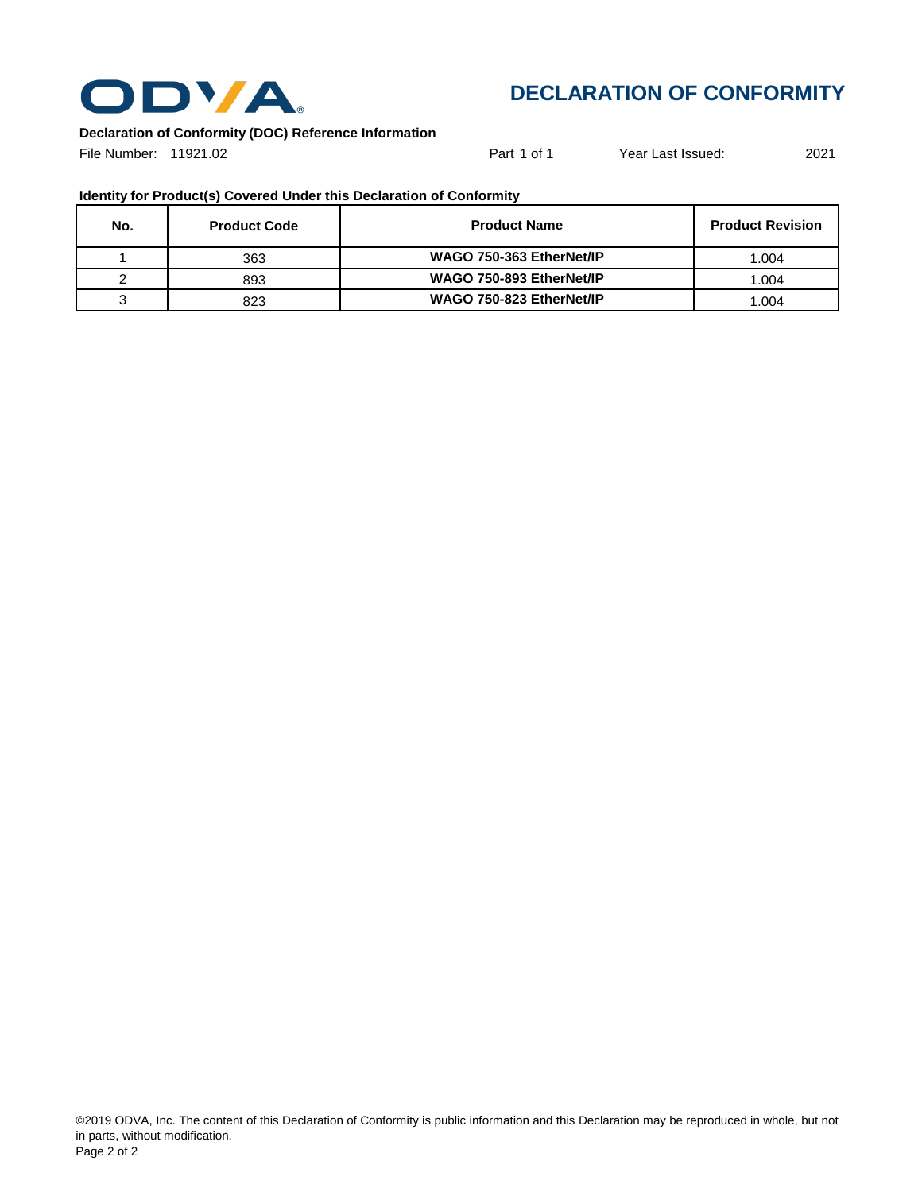# DECLARATION OF CONFORMITY

**Declaration of Conformity (DOC) Reference Information**

File Number: 11921.02 Part 1 of 1 Year Last Issued: 2021

**Identity for Product(s) Covered Under this Declaration of Conformity**

| No. | Product Code | Product Name | Product Revision |
|---|---|---|---|
| 1 | 363 | **WAGO 750-363 EtherNet/IP** | 1.004 |
| 2 | 893 | **WAGO 750-893 EtherNet/IP** | 1.004 |
| 3 | 823 | **WAGO 750-823 EtherNet/IP** | 1.004 |

©2019 ODVA, Inc. The content of this Declaration of Conformity is public information and this Declaration may be reproduced in whole, but not in parts, without modification.